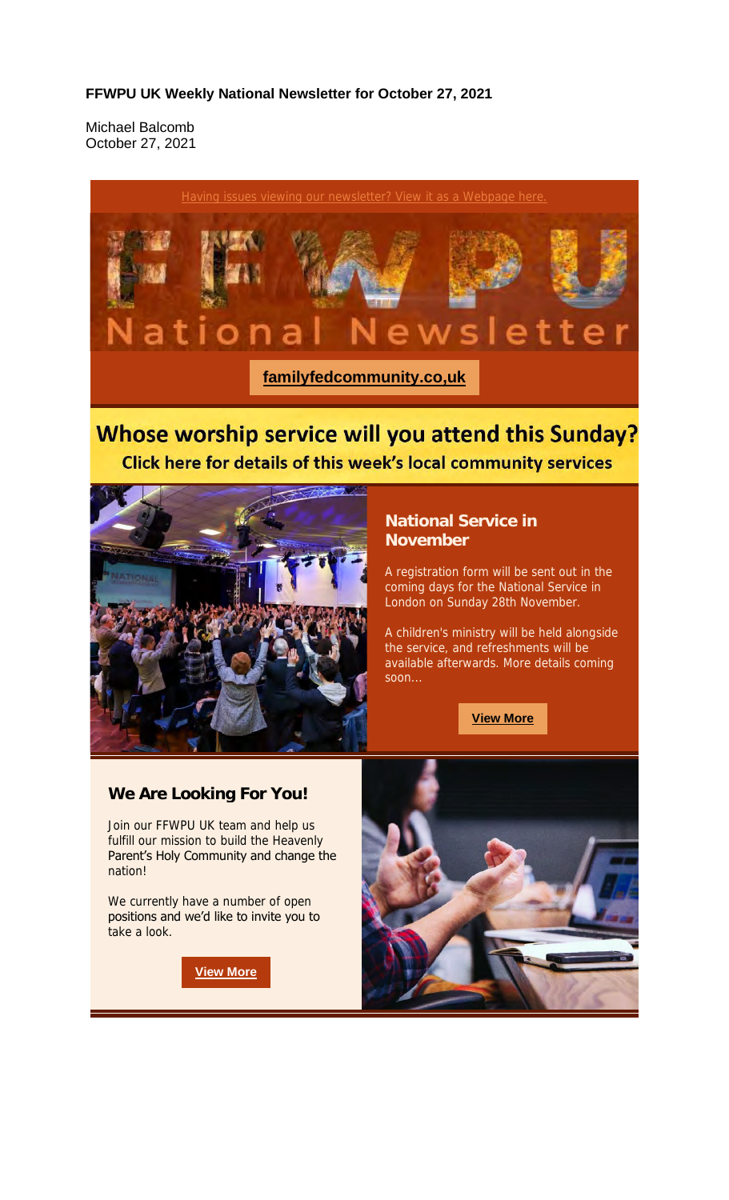**FFWPU UK Weekly National Newsletter for October 27, 2021**

Michael Balcomb
October 27, 2021

Having issues viewing our newsletter? View it as a Webpage here.

# FFWPU National Newsletter

**familyfedcommunity.co,uk**

## Whose worship service will you attend this Sunday?

**Click here for details of this week's local community services**

### National Service in November

A registration form will be sent out in the coming days for the National Service in London on Sunday 28th November.

A children's ministry will be held alongside the service, and refreshments will be available afterwards. More details coming soon...

**View More**

### We Are Looking For You!

Join our FFWPU UK team and help us fulfill our mission to build the Heavenly Parent's Holy Community and change the nation!

We currently have a number of open positions and we'd like to invite you to take a look.

**View More**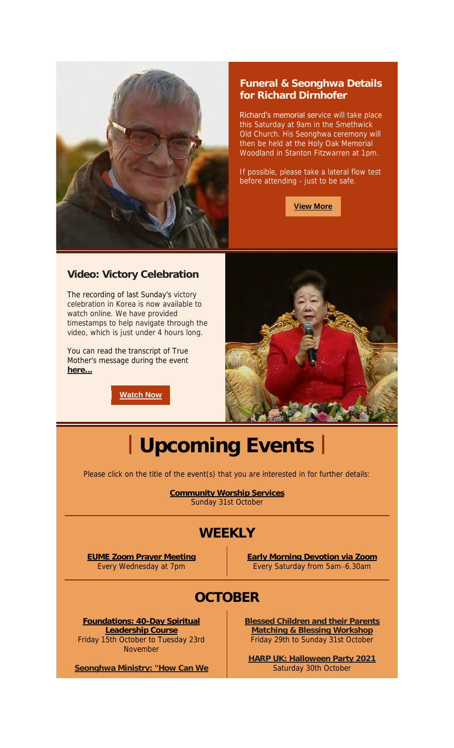## Funeral & Seonghwa Details for Richard Dirnhofer

Richard's memorial service will take place this Saturday at 9am in the Smethwick Old Church. His Seonghwa ceremony will then be held at the Holy Oak Memorial Woodland in Stanton Fitzwarren at 1pm.

If possible, please take a lateral flow test before attending - just to be safe.

**View More**

## Video: Victory Celebration

The recording of last Sunday's victory celebration in Korea is now available to watch online. We have provided timestamps to help navigate through the video, which is just under 4 hours long.

You can read the transcript of True Mother's message during the event **here...**

**Watch Now**

# | Upcoming Events |

Please click on the title of the event(s) that you are interested in for further details:

**Community Worship Services**
Sunday 31st October

## WEEKLY

**EUME Zoom Prayer Meeting**
Every Wednesday at 7pm

**Early Morning Devotion via Zoom**
Every Saturday from 5am–6.30am

## OCTOBER

**Foundations: 40-Day Spiritual Leadership Course**
Friday 15th October to Tuesday 23rd November

**Seonghwa Ministry: "How Can We**

**Blessed Children and their Parents Matching & Blessing Workshop**
Friday 29th to Sunday 31st October

**HARP UK: Halloween Party 2021**
Saturday 30th October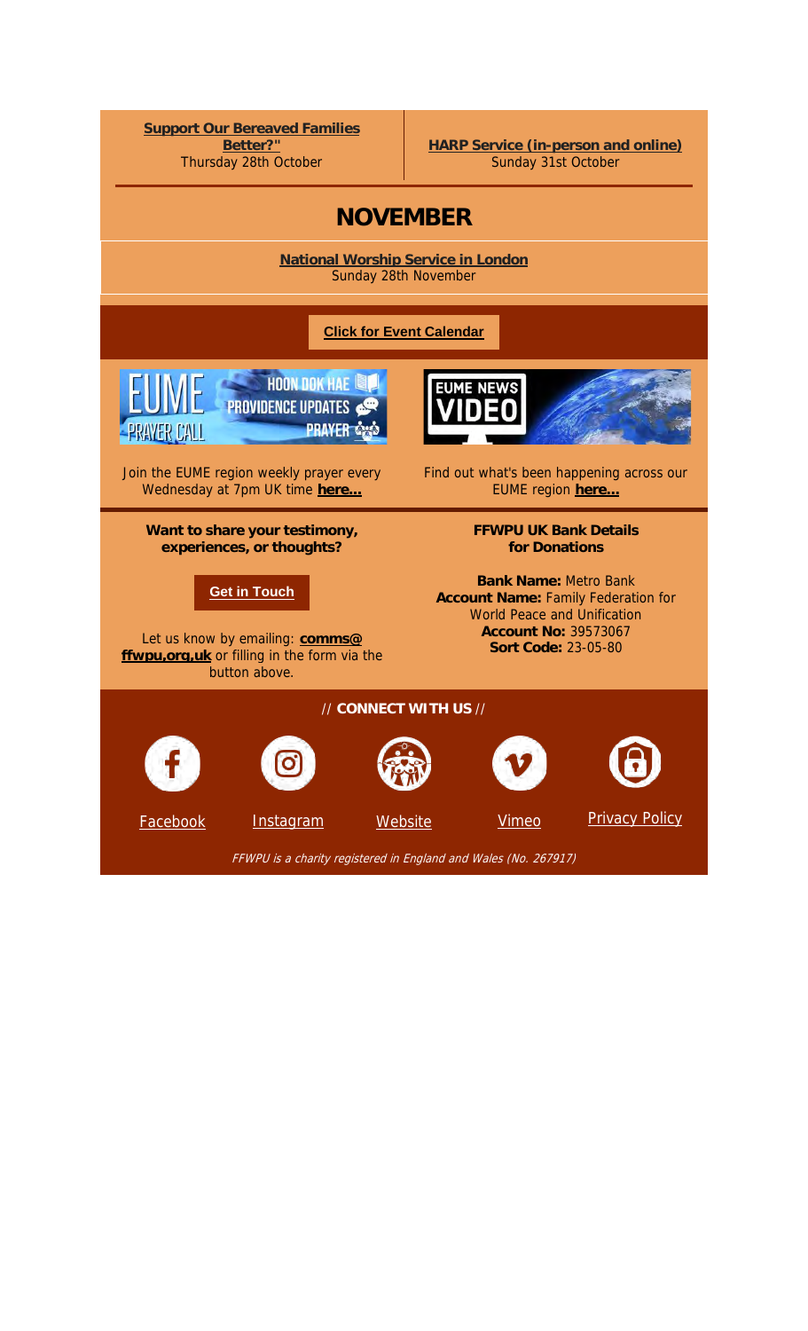**Support Our Bereaved Families Better?"**
Thursday 28th October

**HARP Service (in-person and online)**
Sunday 31st October

## NOVEMBER

**National Worship Service in London**
Sunday 28th November

**Click for Event Calendar**

Join the EUME region weekly prayer every Wednesday at 7pm UK time **here...**

Find out what's been happening across our EUME region **here...**

**Want to share your testimony, experiences, or thoughts?**

**Get in Touch**

Let us know by emailing: **comms@ffwpu,org,uk** or filling in the form via the button above.

**FFWPU UK Bank Details for Donations**

**Bank Name:** Metro Bank
**Account Name:** Family Federation for World Peace and Unification
**Account No:** 39573067
**Sort Code:** 23-05-80

// **CONNECT WITH US** //

Facebook Instagram Website Vimeo Privacy Policy

*FFWPU is a charity registered in England and Wales (No. 267917)*